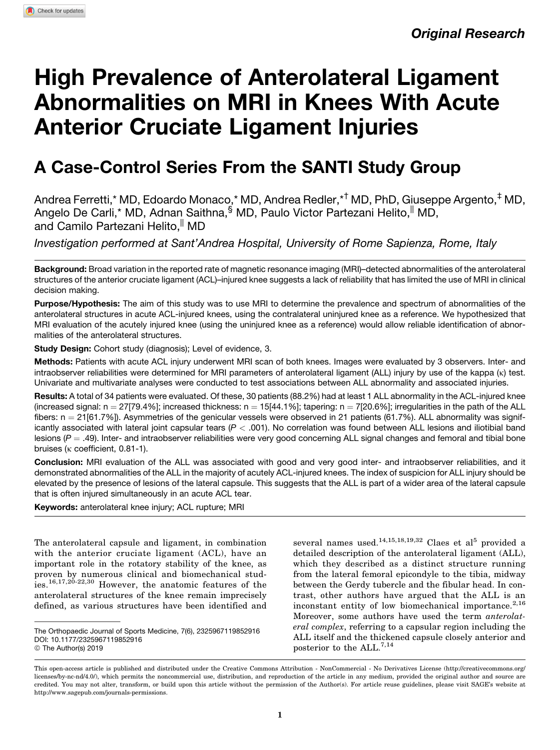Original Research

# High Prevalence of Anterolateral Ligament Abnormalities on MRI in Knees With Acute Anterior Cruciate Ligament Injuries

## A Case-Control Series From the SANTI Study Group

Andrea Ferretti,* MD, Edoardo Monaco,* MD, Andrea Redler,*† MD, PhD, Giuseppe Argento,‡ MD, Angelo De Carli,* MD, Adnan Saithna,§ MD, Paulo Victor Partezani Helito,‖ MD, and Camilo Partezani Helito,‖ MD

*Investigation performed at Sant'Andrea Hospital, University of Rome Sapienza, Rome, Italy*

**Background:** Broad variation in the reported rate of magnetic resonance imaging (MRI)–detected abnormalities of the anterolateral structures of the anterior cruciate ligament (ACL)–injured knee suggests a lack of reliability that has limited the use of MRI in clinical decision making.

**Purpose/Hypothesis:** The aim of this study was to use MRI to determine the prevalence and spectrum of abnormalities of the anterolateral structures in acute ACL-injured knees, using the contralateral uninjured knee as a reference. We hypothesized that MRI evaluation of the acutely injured knee (using the uninjured knee as a reference) would allow reliable identification of abnormalities of the anterolateral structures.

**Study Design:** Cohort study (diagnosis); Level of evidence, 3.

**Methods:** Patients with acute ACL injury underwent MRI scan of both knees. Images were evaluated by 3 observers. Inter- and intraobserver reliabilities were determined for MRI parameters of anterolateral ligament (ALL) injury by use of the kappa (κ) test. Univariate and multivariate analyses were conducted to test associations between ALL abnormality and associated injuries.

**Results:** A total of 34 patients were evaluated. Of these, 30 patients (88.2%) had at least 1 ALL abnormality in the ACL-injured knee (increased signal: n = 27[79.4%]; increased thickness: n = 15[44.1%]; tapering: n = 7[20.6%]; irregularities in the path of the ALL fibers: n = 21[61.7%]). Asymmetries of the genicular vessels were observed in 21 patients (61.7%). ALL abnormality was significantly associated with lateral joint capsular tears ($P < .001$). No correlation was found between ALL lesions and iliotibial band lesions ($P = .49$). Inter- and intraobserver reliabilities were very good concerning ALL signal changes and femoral and tibial bone bruises (κ coefficient, 0.81-1).

**Conclusion:** MRI evaluation of the ALL was associated with good and very good inter- and intraobserver reliabilities, and it demonstrated abnormalities of the ALL in the majority of acutely ACL-injured knees. The index of suspicion for ALL injury should be elevated by the presence of lesions of the lateral capsule. This suggests that the ALL is part of a wider area of the lateral capsule that is often injured simultaneously in an acute ACL tear.

**Keywords:** anterolateral knee injury; ACL rupture; MRI

The anterolateral capsule and ligament, in combination with the anterior cruciate ligament (ACL), have an important role in the rotatory stability of the knee, as proven by numerous clinical and biomechanical studies.[16,17,20-22,30] However, the anatomic features of the anterolateral structures of the knee remain imprecisely defined, as various structures have been identified and several names used.[14,15,18,19,32] Claes et al[5] provided a detailed description of the anterolateral ligament (ALL), which they described as a distinct structure running from the lateral femoral epicondyle to the tibia, midway between the Gerdy tubercle and the fibular head. In contrast, other authors have argued that the ALL is an inconstant entity of low biomechanical importance.[2,16] Moreover, some authors have used the term *anterolateral complex*, referring to a capsular region including the ALL itself and the thickened capsule closely anterior and posterior to the ALL.[7,14]

The Orthopaedic Journal of Sports Medicine, 7(6), 2325967119852916
DOI: 10.1177/2325967119852916
© The Author(s) 2019

This open-access article is published and distributed under the Creative Commons Attribution - NonCommercial - No Derivatives License (http://creativecommons.org/licenses/by-nc-nd/4.0/), which permits the noncommercial use, distribution, and reproduction of the article in any medium, provided the original author and source are credited. You may not alter, transform, or build upon this article without the permission of the Author(s). For article reuse guidelines, please visit SAGE's website at http://www.sagepub.com/journals-permissions.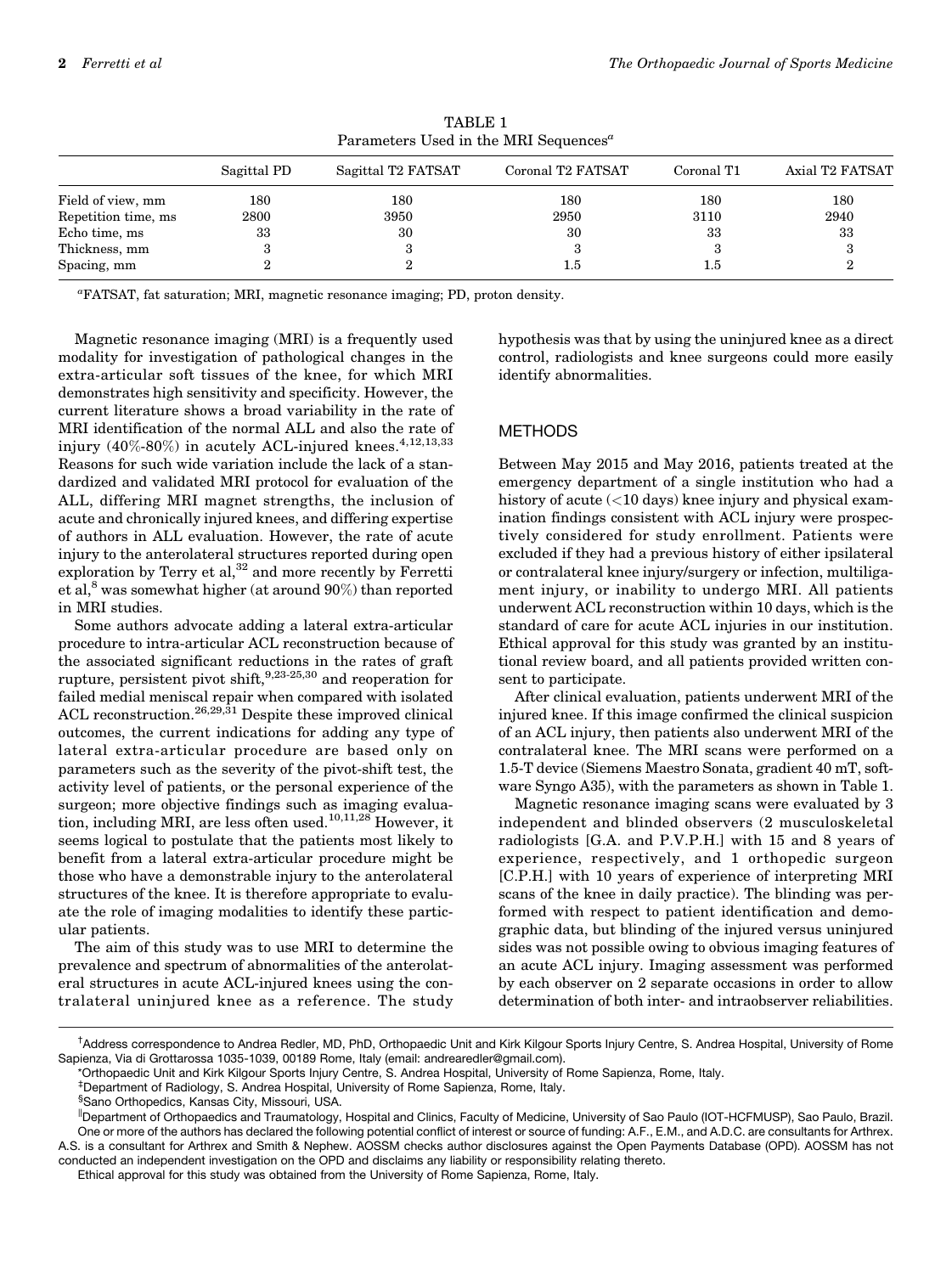TABLE 1
Parameters Used in the MRI Sequences[a]

| | Sagittal PD | Sagittal T2 FATSAT | Coronal T2 FATSAT | Coronal T1 | Axial T2 FATSAT |
|---|---|---|---|---|---|
| Field of view, mm | 180 | 180 | 180 | 180 | 180 |
| Repetition time, ms | 2800 | 3950 | 2950 | 3110 | 2940 |
| Echo time, ms | 33 | 30 | 30 | 33 | 33 |
| Thickness, mm | 3 | 3 | 3 | 3 | 3 |
| Spacing, mm | 2 | 2 | 1.5 | 1.5 | 2 |

[a]FATSAT, fat saturation; MRI, magnetic resonance imaging; PD, proton density.

Magnetic resonance imaging (MRI) is a frequently used modality for investigation of pathological changes in the extra-articular soft tissues of the knee, for which MRI demonstrates high sensitivity and specificity. However, the current literature shows a broad variability in the rate of MRI identification of the normal ALL and also the rate of injury (40%-80%) in acutely ACL-injured knees.[4,12,13,33] Reasons for such wide variation include the lack of a standardized and validated MRI protocol for evaluation of the ALL, differing MRI magnet strengths, the inclusion of acute and chronically injured knees, and differing expertise of authors in ALL evaluation. However, the rate of acute injury to the anterolateral structures reported during open exploration by Terry et al,[32] and more recently by Ferretti et al,[8] was somewhat higher (at around 90%) than reported in MRI studies.

Some authors advocate adding a lateral extra-articular procedure to intra-articular ACL reconstruction because of the associated significant reductions in the rates of graft rupture, persistent pivot shift,[9,23-25,30] and reoperation for failed medial meniscal repair when compared with isolated ACL reconstruction.[26,29,31] Despite these improved clinical outcomes, the current indications for adding any type of lateral extra-articular procedure are based only on parameters such as the severity of the pivot-shift test, the activity level of patients, or the personal experience of the surgeon; more objective findings such as imaging evaluation, including MRI, are less often used.[10,11,28] However, it seems logical to postulate that the patients most likely to benefit from a lateral extra-articular procedure might be those who have a demonstrable injury to the anterolateral structures of the knee. It is therefore appropriate to evaluate the role of imaging modalities to identify these particular patients.

The aim of this study was to use MRI to determine the prevalence and spectrum of abnormalities of the anterolateral structures in acute ACL-injured knees using the contralateral uninjured knee as a reference. The study hypothesis was that by using the uninjured knee as a direct control, radiologists and knee surgeons could more easily identify abnormalities.

## METHODS

Between May 2015 and May 2016, patients treated at the emergency department of a single institution who had a history of acute (<10 days) knee injury and physical examination findings consistent with ACL injury were prospectively considered for study enrollment. Patients were excluded if they had a previous history of either ipsilateral or contralateral knee injury/surgery or infection, multiligament injury, or inability to undergo MRI. All patients underwent ACL reconstruction within 10 days, which is the standard of care for acute ACL injuries in our institution. Ethical approval for this study was granted by an institutional review board, and all patients provided written consent to participate.

After clinical evaluation, patients underwent MRI of the injured knee. If this image confirmed the clinical suspicion of an ACL injury, then patients also underwent MRI of the contralateral knee. The MRI scans were performed on a 1.5-T device (Siemens Maestro Sonata, gradient 40 mT, software Syngo A35), with the parameters as shown in Table 1.

Magnetic resonance imaging scans were evaluated by 3 independent and blinded observers (2 musculoskeletal radiologists [G.A. and P.V.P.H.] with 15 and 8 years of experience, respectively, and 1 orthopedic surgeon [C.P.H.] with 10 years of experience of interpreting MRI scans of the knee in daily practice). The blinding was performed with respect to patient identification and demographic data, but blinding of the injured versus uninjured sides was not possible owing to obvious imaging features of an acute ACL injury. Imaging assessment was performed by each observer on 2 separate occasions in order to allow determination of both inter- and intraobserver reliabilities.

†Address correspondence to Andrea Redler, MD, PhD, Orthopaedic Unit and Kirk Kilgour Sports Injury Centre, S. Andrea Hospital, University of Rome Sapienza, Via di Grottarossa 1035-1039, 00189 Rome, Italy (email: andrearedler@gmail.com).

*Orthopaedic Unit and Kirk Kilgour Sports Injury Centre, S. Andrea Hospital, University of Rome Sapienza, Rome, Italy.

‡Department of Radiology, S. Andrea Hospital, University of Rome Sapienza, Rome, Italy.

§Sano Orthopedics, Kansas City, Missouri, USA.

‖Department of Orthopaedics and Traumatology, Hospital and Clinics, Faculty of Medicine, University of Sao Paulo (IOT-HCFMUSP), Sao Paulo, Brazil.

One or more of the authors has declared the following potential conflict of interest or source of funding: A.F., E.M., and A.D.C. are consultants for Arthrex. A.S. is a consultant for Arthrex and Smith & Nephew. AOSSM checks author disclosures against the Open Payments Database (OPD). AOSSM has not conducted an independent investigation on the OPD and disclaims any liability or responsibility relating thereto.

Ethical approval for this study was obtained from the University of Rome Sapienza, Rome, Italy.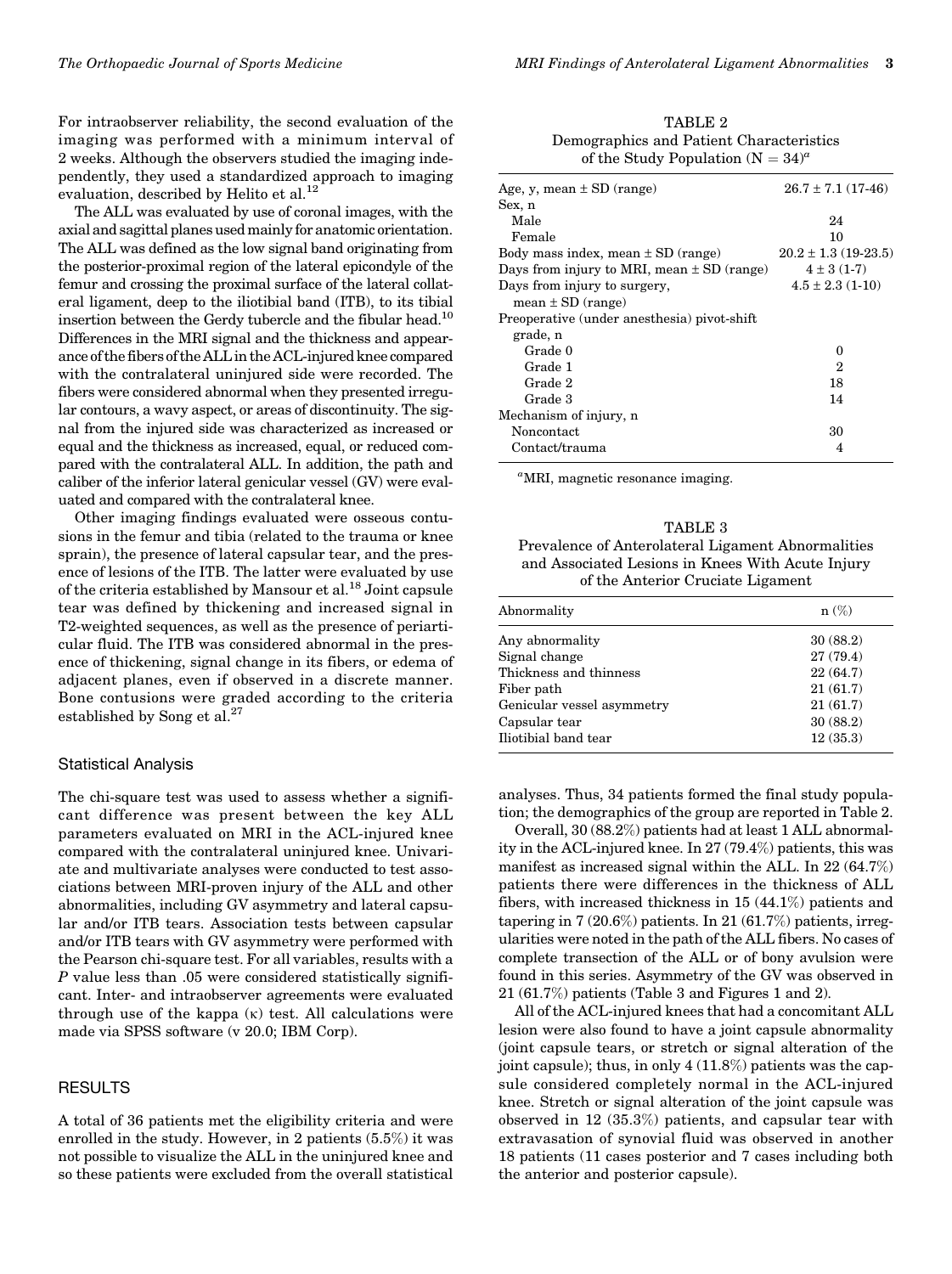For intraobserver reliability, the second evaluation of the imaging was performed with a minimum interval of 2 weeks. Although the observers studied the imaging independently, they used a standardized approach to imaging evaluation, described by Helito et al.[12]

The ALL was evaluated by use of coronal images, with the axial and sagittal planes used mainly for anatomic orientation. The ALL was defined as the low signal band originating from the posterior-proximal region of the lateral epicondyle of the femur and crossing the proximal surface of the lateral collateral ligament, deep to the iliotibial band (ITB), to its tibial insertion between the Gerdy tubercle and the fibular head.[10] Differences in the MRI signal and the thickness and appearance of the fibers of the ALL in the ACL-injured knee compared with the contralateral uninjured side were recorded. The fibers were considered abnormal when they presented irregular contours, a wavy aspect, or areas of discontinuity. The signal from the injured side was characterized as increased or equal and the thickness as increased, equal, or reduced compared with the contralateral ALL. In addition, the path and caliber of the inferior lateral genicular vessel (GV) were evaluated and compared with the contralateral knee.

Other imaging findings evaluated were osseous contusions in the femur and tibia (related to the trauma or knee sprain), the presence of lateral capsular tear, and the presence of lesions of the ITB. The latter were evaluated by use of the criteria established by Mansour et al.[18] Joint capsule tear was defined by thickening and increased signal in T2-weighted sequences, as well as the presence of periarticular fluid. The ITB was considered abnormal in the presence of thickening, signal change in its fibers, or edema of adjacent planes, even if observed in a discrete manner. Bone contusions were graded according to the criteria established by Song et al.[27]

### Statistical Analysis

The chi-square test was used to assess whether a significant difference was present between the key ALL parameters evaluated on MRI in the ACL-injured knee compared with the contralateral uninjured knee. Univariate and multivariate analyses were conducted to test associations between MRI-proven injury of the ALL and other abnormalities, including GV asymmetry and lateral capsular and/or ITB tears. Association tests between capsular and/or ITB tears with GV asymmetry were performed with the Pearson chi-square test. For all variables, results with a $P$ value less than .05 were considered statistically significant. Inter- and intraobserver agreements were evaluated through use of the kappa (κ) test. All calculations were made via SPSS software (v 20.0; IBM Corp).

## RESULTS

A total of 36 patients met the eligibility criteria and were enrolled in the study. However, in 2 patients (5.5%) it was not possible to visualize the ALL in the uninjured knee and so these patients were excluded from the overall statistical analyses. Thus, 34 patients formed the final study population; the demographics of the group are reported in Table 2.

TABLE 2
Demographics and Patient Characteristics of the Study Population (N = 34)[a]

| | |
|---|---|
| Age, y, mean ± SD (range) | 26.7 ± 7.1 (17-46) |
| Sex, n | |
| Male | 24 |
| Female | 10 |
| Body mass index, mean ± SD (range) | 20.2 ± 1.3 (19-23.5) |
| Days from injury to MRI, mean ± SD (range) | 4 ± 3 (1-7) |
| Days from injury to surgery, mean ± SD (range) | 4.5 ± 2.3 (1-10) |
| Preoperative (under anesthesia) pivot-shift grade, n | |
| Grade 0 | 0 |
| Grade 1 | 2 |
| Grade 2 | 18 |
| Grade 3 | 14 |
| Mechanism of injury, n | |
| Noncontact | 30 |
| Contact/trauma | 4 |

[a]MRI, magnetic resonance imaging.

TABLE 3
Prevalence of Anterolateral Ligament Abnormalities and Associated Lesions in Knees With Acute Injury of the Anterior Cruciate Ligament

| Abnormality | n (%) |
|---|---|
| Any abnormality | 30 (88.2) |
| Signal change | 27 (79.4) |
| Thickness and thinness | 22 (64.7) |
| Fiber path | 21 (61.7) |
| Genicular vessel asymmetry | 21 (61.7) |
| Capsular tear | 30 (88.2) |
| Iliotibial band tear | 12 (35.3) |

Overall, 30 (88.2%) patients had at least 1 ALL abnormality in the ACL-injured knee. In 27 (79.4%) patients, this was manifest as increased signal within the ALL. In 22 (64.7%) patients there were differences in the thickness of ALL fibers, with increased thickness in 15 (44.1%) patients and tapering in 7 (20.6%) patients. In 21 (61.7%) patients, irregularities were noted in the path of the ALL fibers. No cases of complete transection of the ALL or of bony avulsion were found in this series. Asymmetry of the GV was observed in 21 (61.7%) patients (Table 3 and Figures 1 and 2).

All of the ACL-injured knees that had a concomitant ALL lesion were also found to have a joint capsule abnormality (joint capsule tears, or stretch or signal alteration of the joint capsule); thus, in only 4 (11.8%) patients was the capsule considered completely normal in the ACL-injured knee. Stretch or signal alteration of the joint capsule was observed in 12 (35.3%) patients, and capsular tear with extravasation of synovial fluid was observed in another 18 patients (11 cases posterior and 7 cases including both the anterior and posterior capsule).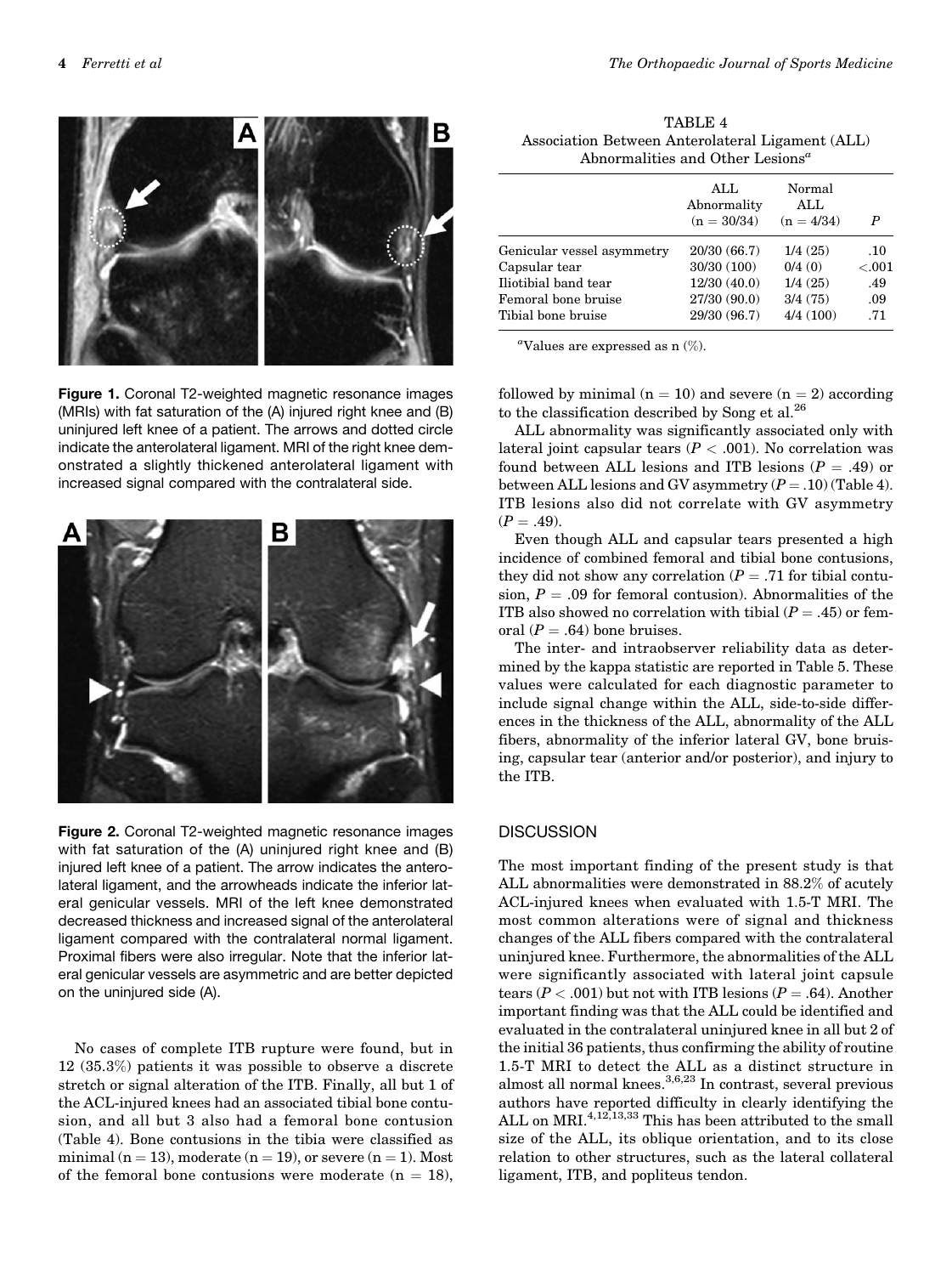**Figure 1.** Coronal T2-weighted magnetic resonance images (MRIs) with fat saturation of the (A) injured right knee and (B) uninjured left knee of a patient. The arrows and dotted circle indicate the anterolateral ligament. MRI of the right knee demonstrated a slightly thickened anterolateral ligament with increased signal compared with the contralateral side.

**Figure 2.** Coronal T2-weighted magnetic resonance images with fat saturation of the (A) uninjured right knee and (B) injured left knee of a patient. The arrow indicates the anterolateral ligament, and the arrowheads indicate the inferior lateral genicular vessels. MRI of the left knee demonstrated decreased thickness and increased signal of the anterolateral ligament compared with the contralateral normal ligament. Proximal fibers were also irregular. Note that the inferior lateral genicular vessels are asymmetric and are better depicted on the uninjured side (A).

No cases of complete ITB rupture were found, but in 12 (35.3%) patients it was possible to observe a discrete stretch or signal alteration of the ITB. Finally, all but 1 of the ACL-injured knees had an associated tibial bone contusion, and all but 3 also had a femoral bone contusion (Table 4). Bone contusions in the tibia were classified as minimal (n = 13), moderate (n = 19), or severe (n = 1). Most of the femoral bone contusions were moderate (n = 18), followed by minimal (n = 10) and severe (n = 2) according to the classification described by Song et al.[26]

TABLE 4
Association Between Anterolateral Ligament (ALL) Abnormalities and Other Lesions[a]

| | ALL Abnormality (n = 30/34) | Normal ALL (n = 4/34) | P |
|---|---|---|---|
| Genicular vessel asymmetry | 20/30 (66.7) | 1/4 (25) | .10 |
| Capsular tear | 30/30 (100) | 0/4 (0) | <.001 |
| Iliotibial band tear | 12/30 (40.0) | 1/4 (25) | .49 |
| Femoral bone bruise | 27/30 (90.0) | 3/4 (75) | .09 |
| Tibial bone bruise | 29/30 (96.7) | 4/4 (100) | .71 |

[a]Values are expressed as n (%).

ALL abnormality was significantly associated only with lateral joint capsular tears ($P < .001$). No correlation was found between ALL lesions and ITB lesions ($P = .49$) or between ALL lesions and GV asymmetry ($P = .10$) (Table 4). ITB lesions also did not correlate with GV asymmetry ($P = .49$).

Even though ALL and capsular tears presented a high incidence of combined femoral and tibial bone contusions, they did not show any correlation ($P = .71$ for tibial contusion, $P = .09$ for femoral contusion). Abnormalities of the ITB also showed no correlation with tibial ($P = .45$) or femoral ($P = .64$) bone bruises.

The inter- and intraobserver reliability data as determined by the kappa statistic are reported in Table 5. These values were calculated for each diagnostic parameter to include signal change within the ALL, side-to-side differences in the thickness of the ALL, abnormality of the ALL fibers, abnormality of the inferior lateral GV, bone bruising, capsular tear (anterior and/or posterior), and injury to the ITB.

## DISCUSSION

The most important finding of the present study is that ALL abnormalities were demonstrated in 88.2% of acutely ACL-injured knees when evaluated with 1.5-T MRI. The most common alterations were of signal and thickness changes of the ALL fibers compared with the contralateral uninjured knee. Furthermore, the abnormalities of the ALL were significantly associated with lateral joint capsule tears ($P < .001$) but not with ITB lesions ($P = .64$). Another important finding was that the ALL could be identified and evaluated in the contralateral uninjured knee in all but 2 of the initial 36 patients, thus confirming the ability of routine 1.5-T MRI to detect the ALL as a distinct structure in almost all normal knees.[3,6,23] In contrast, several previous authors have reported difficulty in clearly identifying the ALL on MRI.[4,12,13,33] This has been attributed to the small size of the ALL, its oblique orientation, and to its close relation to other structures, such as the lateral collateral ligament, ITB, and popliteus tendon.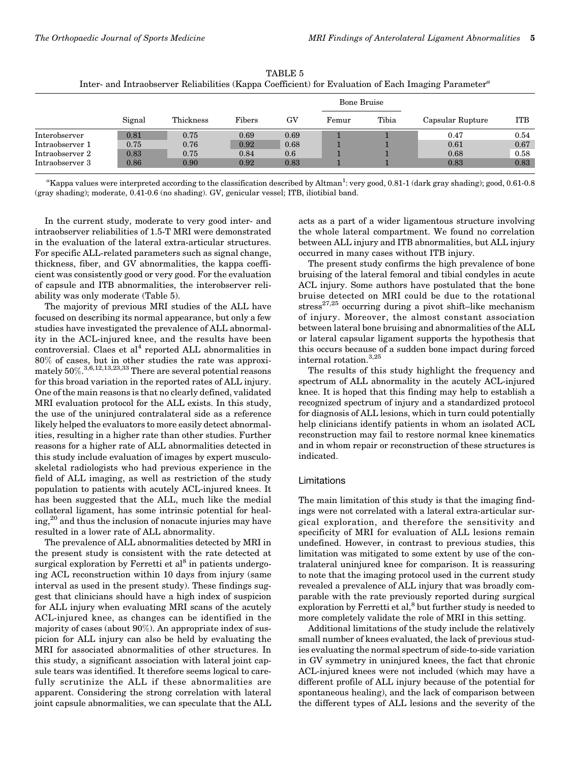TABLE 5
Inter- and Intraobserver Reliabilities (Kappa Coefficient) for Evaluation of Each Imaging Parameter[a]

| | Signal | Thickness | Fibers | GV | Bone Bruise | | Capsular Rupture | ITB |
|---|---|---|---|---|---|---|---|---|
| | | | | | Femur | Tibia | | |
| Interobserver | 0.81 | 0.75 | 0.69 | 0.69 | 1 | 1 | 0.47 | 0.54 |
| Intraobserver 1 | 0.75 | 0.76 | 0.92 | 0.68 | 1 | 1 | 0.61 | 0.67 |
| Intraobserver 2 | 0.83 | 0.75 | 0.84 | 0.6 | 1 | 1 | 0.68 | 0.58 |
| Intraobserver 3 | 0.86 | 0.90 | 0.92 | 0.83 | 1 | 1 | 0.83 | 0.83 |

[a]Kappa values were interpreted according to the classification described by Altman[1]: very good, 0.81-1 (dark gray shading); good, 0.61-0.8 (gray shading); moderate, 0.41-0.6 (no shading). GV, genicular vessel; ITB, iliotibial band.

In the current study, moderate to very good inter- and intraobserver reliabilities of 1.5-T MRI were demonstrated in the evaluation of the lateral extra-articular structures. For specific ALL-related parameters such as signal change, thickness, fiber, and GV abnormalities, the kappa coefficient was consistently good or very good. For the evaluation of capsule and ITB abnormalities, the interobserver reliability was only moderate (Table 5).

The majority of previous MRI studies of the ALL have focused on describing its normal appearance, but only a few studies have investigated the prevalence of ALL abnormality in the ACL-injured knee, and the results have been controversial. Claes et al[4] reported ALL abnormalities in 80% of cases, but in other studies the rate was approximately 50%.[3,6,12,13,23,33] There are several potential reasons for this broad variation in the reported rates of ALL injury. One of the main reasons is that no clearly defined, validated MRI evaluation protocol for the ALL exists. In this study, the use of the uninjured contralateral side as a reference likely helped the evaluators to more easily detect abnormalities, resulting in a higher rate than other studies. Further reasons for a higher rate of ALL abnormalities detected in this study include evaluation of images by expert musculoskeletal radiologists who had previous experience in the field of ALL imaging, as well as restriction of the study population to patients with acutely ACL-injured knees. It has been suggested that the ALL, much like the medial collateral ligament, has some intrinsic potential for healing,[20] and thus the inclusion of nonacute injuries may have resulted in a lower rate of ALL abnormality.

The prevalence of ALL abnormalities detected by MRI in the present study is consistent with the rate detected at surgical exploration by Ferretti et al[8] in patients undergoing ACL reconstruction within 10 days from injury (same interval as used in the present study). These findings suggest that clinicians should have a high index of suspicion for ALL injury when evaluating MRI scans of the acutely ACL-injured knee, as changes can be identified in the majority of cases (about 90%). An appropriate index of suspicion for ALL injury can also be held by evaluating the MRI for associated abnormalities of other structures. In this study, a significant association with lateral joint capsule tears was identified. It therefore seems logical to carefully scrutinize the ALL if these abnormalities are apparent. Considering the strong correlation with lateral joint capsule abnormalities, we can speculate that the ALL acts as a part of a wider ligamentous structure involving the whole lateral compartment. We found no correlation between ALL injury and ITB abnormalities, but ALL injury occurred in many cases without ITB injury.

The present study confirms the high prevalence of bone bruising of the lateral femoral and tibial condyles in acute ACL injury. Some authors have postulated that the bone bruise detected on MRI could be due to the rotational stress[27,25] occurring during a pivot shift–like mechanism of injury. Moreover, the almost constant association between lateral bone bruising and abnormalities of the ALL or lateral capsular ligament supports the hypothesis that this occurs because of a sudden bone impact during forced internal rotation.[3,25]

The results of this study highlight the frequency and spectrum of ALL abnormality in the acutely ACL-injured knee. It is hoped that this finding may help to establish a recognized spectrum of injury and a standardized protocol for diagnosis of ALL lesions, which in turn could potentially help clinicians identify patients in whom an isolated ACL reconstruction may fail to restore normal knee kinematics and in whom repair or reconstruction of these structures is indicated.

## Limitations

The main limitation of this study is that the imaging findings were not correlated with a lateral extra-articular surgical exploration, and therefore the sensitivity and specificity of MRI for evaluation of ALL lesions remain undefined. However, in contrast to previous studies, this limitation was mitigated to some extent by use of the contralateral uninjured knee for comparison. It is reassuring to note that the imaging protocol used in the current study revealed a prevalence of ALL injury that was broadly comparable with the rate previously reported during surgical exploration by Ferretti et al,[8] but further study is needed to more completely validate the role of MRI in this setting.

Additional limitations of the study include the relatively small number of knees evaluated, the lack of previous studies evaluating the normal spectrum of side-to-side variation in GV symmetry in uninjured knees, the fact that chronic ACL-injured knees were not included (which may have a different profile of ALL injury because of the potential for spontaneous healing), and the lack of comparison between the different types of ALL lesions and the severity of the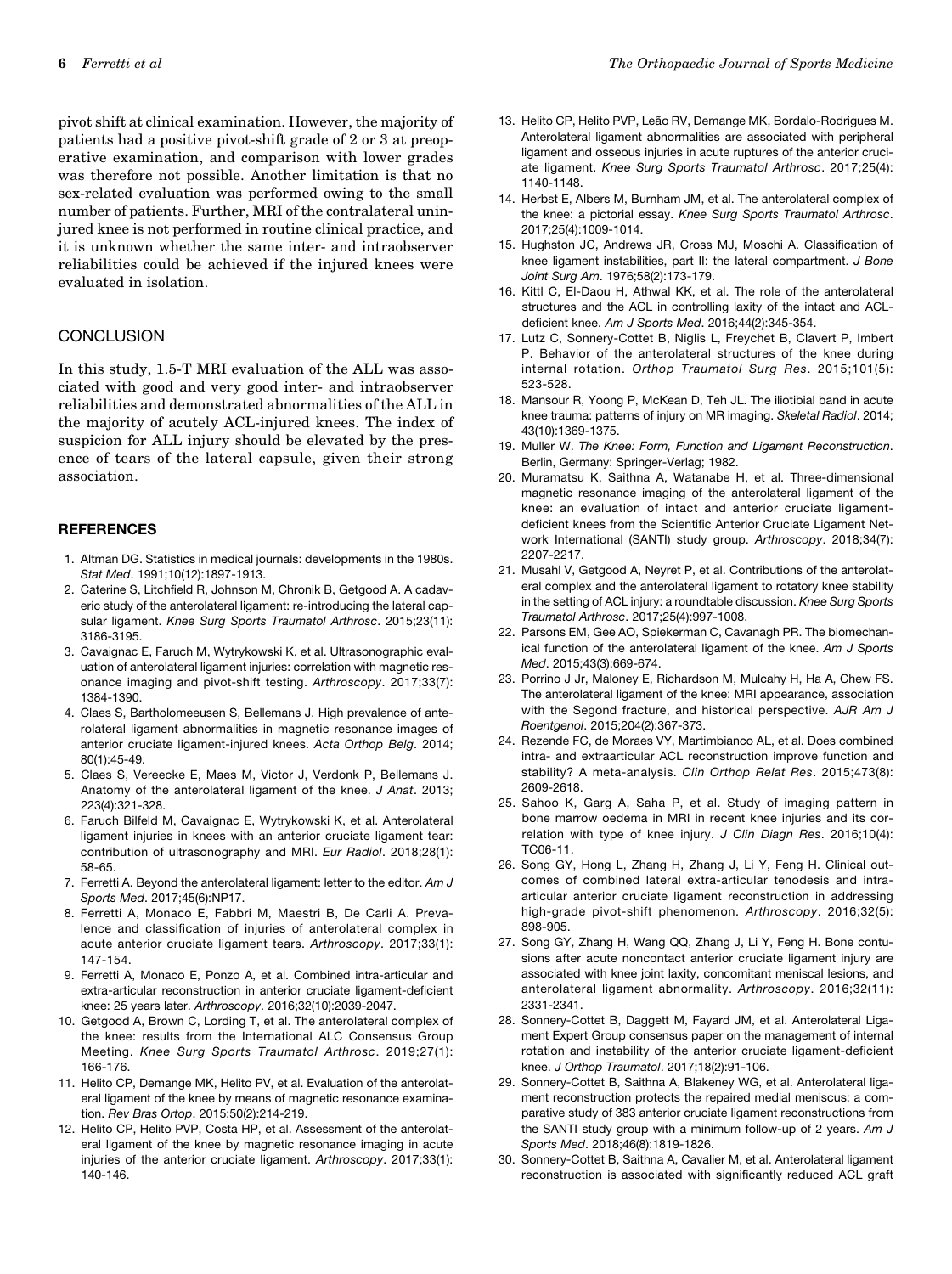pivot shift at clinical examination. However, the majority of patients had a positive pivot-shift grade of 2 or 3 at preoperative examination, and comparison with lower grades was therefore not possible. Another limitation is that no sex-related evaluation was performed owing to the small number of patients. Further, MRI of the contralateral uninjured knee is not performed in routine clinical practice, and it is unknown whether the same inter- and intraobserver reliabilities could be achieved if the injured knees were evaluated in isolation.

## CONCLUSION

In this study, 1.5-T MRI evaluation of the ALL was associated with good and very good inter- and intraobserver reliabilities and demonstrated abnormalities of the ALL in the majority of acutely ACL-injured knees. The index of suspicion for ALL injury should be elevated by the presence of tears of the lateral capsule, given their strong association.

## REFERENCES

1. Altman DG. Statistics in medical journals: developments in the 1980s. *Stat Med*. 1991;10(12):1897-1913.
2. Caterine S, Litchfield R, Johnson M, Chronik B, Getgood A. A cadaveric study of the anterolateral ligament: re-introducing the lateral capsular ligament. *Knee Surg Sports Traumatol Arthrosc*. 2015;23(11): 3186-3195.
3. Cavaignac E, Faruch M, Wytrykowski K, et al. Ultrasonographic evaluation of anterolateral ligament injuries: correlation with magnetic resonance imaging and pivot-shift testing. *Arthroscopy*. 2017;33(7): 1384-1390.
4. Claes S, Bartholomeeusen S, Bellemans J. High prevalence of anterolateral ligament abnormalities in magnetic resonance images of anterior cruciate ligament-injured knees. *Acta Orthop Belg*. 2014; 80(1):45-49.
5. Claes S, Vereecke E, Maes M, Victor J, Verdonk P, Bellemans J. Anatomy of the anterolateral ligament of the knee. *J Anat*. 2013; 223(4):321-328.
6. Faruch Bilfeld M, Cavaignac E, Wytrykowski K, et al. Anterolateral ligament injuries in knees with an anterior cruciate ligament tear: contribution of ultrasonography and MRI. *Eur Radiol*. 2018;28(1): 58-65.
7. Ferretti A. Beyond the anterolateral ligament: letter to the editor. *Am J Sports Med*. 2017;45(6):NP17.
8. Ferretti A, Monaco E, Fabbri M, Maestri B, De Carli A. Prevalence and classification of injuries of anterolateral complex in acute anterior cruciate ligament tears. *Arthroscopy*. 2017;33(1): 147-154.
9. Ferretti A, Monaco E, Ponzo A, et al. Combined intra-articular and extra-articular reconstruction in anterior cruciate ligament-deficient knee: 25 years later. *Arthroscopy*. 2016;32(10):2039-2047.
10. Getgood A, Brown C, Lording T, et al. The anterolateral complex of the knee: results from the International ALC Consensus Group Meeting. *Knee Surg Sports Traumatol Arthrosc*. 2019;27(1): 166-176.
11. Helito CP, Demange MK, Helito PV, et al. Evaluation of the anterolateral ligament of the knee by means of magnetic resonance examination. *Rev Bras Ortop*. 2015;50(2):214-219.
12. Helito CP, Helito PVP, Costa HP, et al. Assessment of the anterolateral ligament of the knee by magnetic resonance imaging in acute injuries of the anterior cruciate ligament. *Arthroscopy*. 2017;33(1): 140-146.
13. Helito CP, Helito PVP, Leão RV, Demange MK, Bordalo-Rodrigues M. Anterolateral ligament abnormalities are associated with peripheral ligament and osseous injuries in acute ruptures of the anterior cruciate ligament. *Knee Surg Sports Traumatol Arthrosc*. 2017;25(4): 1140-1148.
14. Herbst E, Albers M, Burnham JM, et al. The anterolateral complex of the knee: a pictorial essay. *Knee Surg Sports Traumatol Arthrosc*. 2017;25(4):1009-1014.
15. Hughston JC, Andrews JR, Cross MJ, Moschi A. Classification of knee ligament instabilities, part II: the lateral compartment. *J Bone Joint Surg Am*. 1976;58(2):173-179.
16. Kittl C, El-Daou H, Athwal KK, et al. The role of the anterolateral structures and the ACL in controlling laxity of the intact and ACL-deficient knee. *Am J Sports Med*. 2016;44(2):345-354.
17. Lutz C, Sonnery-Cottet B, Niglis L, Freychet B, Clavert P, Imbert P. Behavior of the anterolateral structures of the knee during internal rotation. *Orthop Traumatol Surg Res*. 2015;101(5): 523-528.
18. Mansour R, Yoong P, McKean D, Teh JL. The iliotibial band in acute knee trauma: patterns of injury on MR imaging. *Skeletal Radiol*. 2014; 43(10):1369-1375.
19. Muller W. *The Knee: Form, Function and Ligament Reconstruction*. Berlin, Germany: Springer-Verlag; 1982.
20. Muramatsu K, Saithna A, Watanabe H, et al. Three-dimensional magnetic resonance imaging of the anterolateral ligament of the knee: an evaluation of intact and anterior cruciate ligament-deficient knees from the Scientific Anterior Cruciate Ligament Network International (SANTI) study group. *Arthroscopy*. 2018;34(7): 2207-2217.
21. Musahl V, Getgood A, Neyret P, et al. Contributions of the anterolateral complex and the anterolateral ligament to rotatory knee stability in the setting of ACL injury: a roundtable discussion. *Knee Surg Sports Traumatol Arthrosc*. 2017;25(4):997-1008.
22. Parsons EM, Gee AO, Spiekerman C, Cavanagh PR. The biomechanical function of the anterolateral ligament of the knee. *Am J Sports Med*. 2015;43(3):669-674.
23. Porrino J Jr, Maloney E, Richardson M, Mulcahy H, Ha A, Chew FS. The anterolateral ligament of the knee: MRI appearance, association with the Segond fracture, and historical perspective. *AJR Am J Roentgenol*. 2015;204(2):367-373.
24. Rezende FC, de Moraes VY, Martimbianco AL, et al. Does combined intra- and extraarticular ACL reconstruction improve function and stability? A meta-analysis. *Clin Orthop Relat Res*. 2015;473(8): 2609-2618.
25. Sahoo K, Garg A, Saha P, et al. Study of imaging pattern in bone marrow oedema in MRI in recent knee injuries and its correlation with type of knee injury. *J Clin Diagn Res*. 2016;10(4): TC06-11.
26. Song GY, Hong L, Zhang H, Zhang J, Li Y, Feng H. Clinical outcomes of combined lateral extra-articular tenodesis and intra-articular anterior cruciate ligament reconstruction in addressing high-grade pivot-shift phenomenon. *Arthroscopy*. 2016;32(5): 898-905.
27. Song GY, Zhang H, Wang QQ, Zhang J, Li Y, Feng H. Bone contusions after acute noncontact anterior cruciate ligament injury are associated with knee joint laxity, concomitant meniscal lesions, and anterolateral ligament abnormality. *Arthroscopy*. 2016;32(11): 2331-2341.
28. Sonnery-Cottet B, Daggett M, Fayard JM, et al. Anterolateral Ligament Expert Group consensus paper on the management of internal rotation and instability of the anterior cruciate ligament-deficient knee. *J Orthop Traumatol*. 2017;18(2):91-106.
29. Sonnery-Cottet B, Saithna A, Blakeney WG, et al. Anterolateral ligament reconstruction protects the repaired medial meniscus: a comparative study of 383 anterior cruciate ligament reconstructions from the SANTI study group with a minimum follow-up of 2 years. *Am J Sports Med*. 2018;46(8):1819-1826.
30. Sonnery-Cottet B, Saithna A, Cavalier M, et al. Anterolateral ligament reconstruction is associated with significantly reduced ACL graft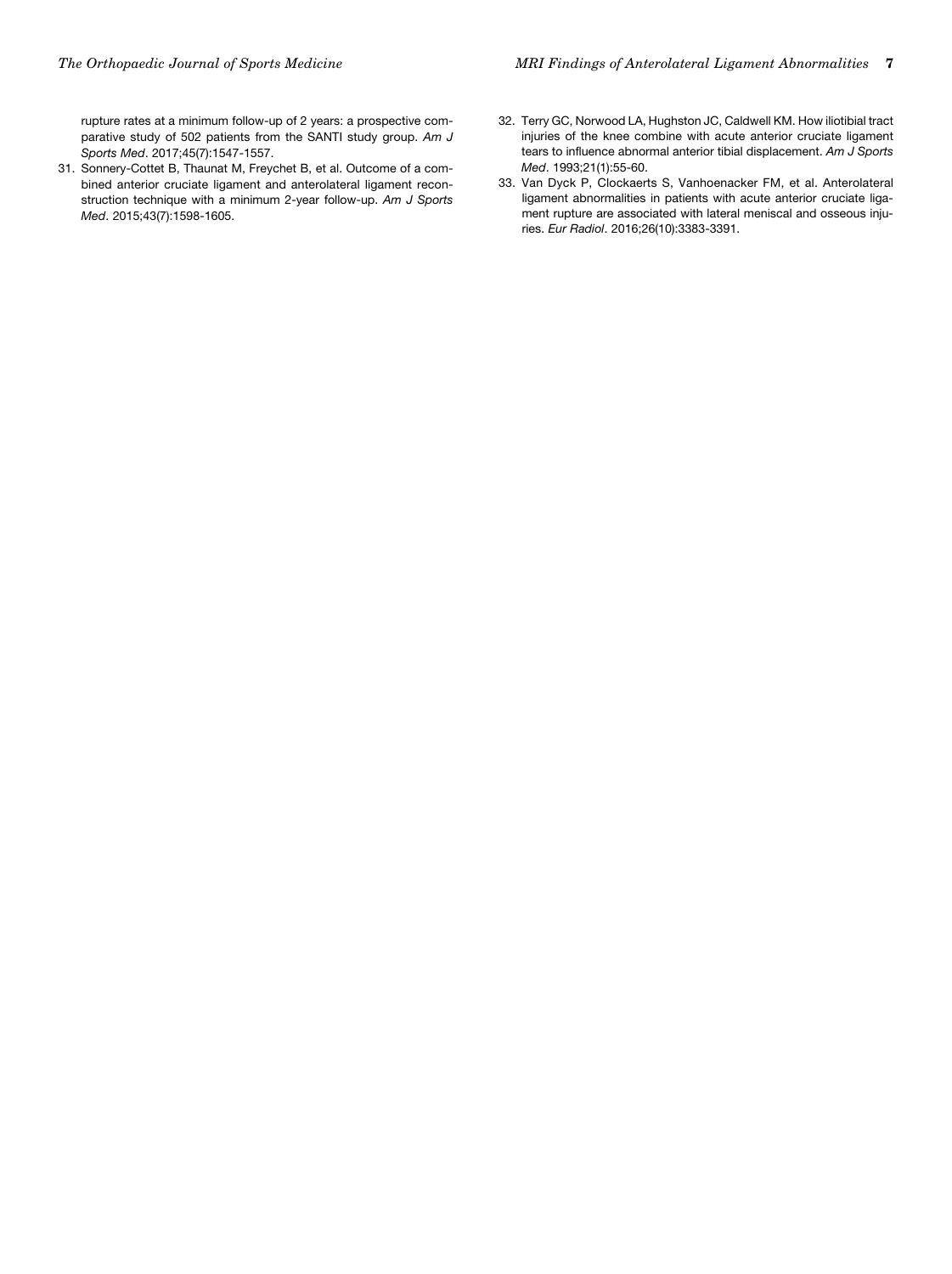rupture rates at a minimum follow-up of 2 years: a prospective comparative study of 502 patients from the SANTI study group. *Am J Sports Med*. 2017;45(7):1547-1557.

31. Sonnery-Cottet B, Thaunat M, Freychet B, et al. Outcome of a combined anterior cruciate ligament and anterolateral ligament reconstruction technique with a minimum 2-year follow-up. *Am J Sports Med*. 2015;43(7):1598-1605.
32. Terry GC, Norwood LA, Hughston JC, Caldwell KM. How iliotibial tract injuries of the knee combine with acute anterior cruciate ligament tears to influence abnormal anterior tibial displacement. *Am J Sports Med*. 1993;21(1):55-60.
33. Van Dyck P, Clockaerts S, Vanhoenacker FM, et al. Anterolateral ligament abnormalities in patients with acute anterior cruciate ligament rupture are associated with lateral meniscal and osseous injuries. *Eur Radiol*. 2016;26(10):3383-3391.